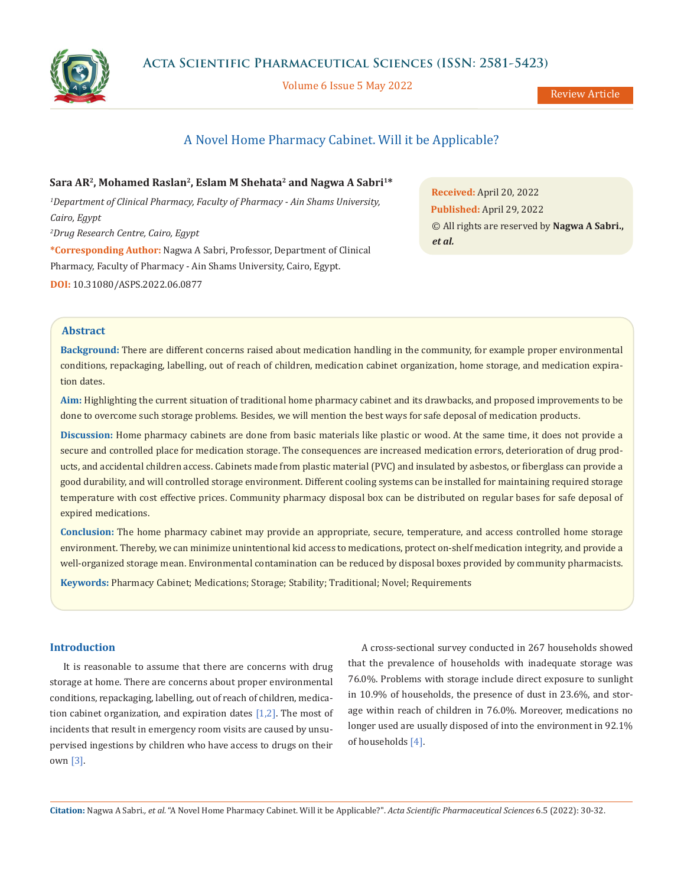Review Article

# A Novel Home Pharmacy Cabinet. Will it be Applicable?

**Sara AR[2], Mohamed Raslan[2], Eslam M Shehata[2] and Nagwa A Sabri[1]***

*[1]Department of Clinical Pharmacy, Faculty of Pharmacy - Ain Shams University, Cairo, Egypt*

*[2]Drug Research Centre, Cairo, Egypt*

***Corresponding Author:** Nagwa A Sabri, Professor, Department of Clinical Pharmacy, Faculty of Pharmacy - Ain Shams University, Cairo, Egypt.

**DOI:** 10.31080/ASPS.2022.06.0877

**Received:** April 20, 2022

**Published:** April 29, 2022

© All rights are reserved by **Nagwa A Sabri., *et al.***

## Abstract

**Background:** There are different concerns raised about medication handling in the community, for example proper environmental conditions, repackaging, labelling, out of reach of children, medication cabinet organization, home storage, and medication expiration dates.

**Aim:** Highlighting the current situation of traditional home pharmacy cabinet and its drawbacks, and proposed improvements to be done to overcome such storage problems. Besides, we will mention the best ways for safe deposal of medication products.

**Discussion:** Home pharmacy cabinets are done from basic materials like plastic or wood. At the same time, it does not provide a secure and controlled place for medication storage. The consequences are increased medication errors, deterioration of drug products, and accidental children access. Cabinets made from plastic material (PVC) and insulated by asbestos, or fiberglass can provide a good durability, and will controlled storage environment. Different cooling systems can be installed for maintaining required storage temperature with cost effective prices. Community pharmacy disposal box can be distributed on regular bases for safe deposal of expired medications.

**Conclusion:** The home pharmacy cabinet may provide an appropriate, secure, temperature, and access controlled home storage environment. Thereby, we can minimize unintentional kid access to medications, protect on-shelf medication integrity, and provide a well-organized storage mean. Environmental contamination can be reduced by disposal boxes provided by community pharmacists.

**Keywords:** Pharmacy Cabinet; Medications; Storage; Stability; Traditional; Novel; Requirements

## Introduction

It is reasonable to assume that there are concerns with drug storage at home. There are concerns about proper environmental conditions, repackaging, labelling, out of reach of children, medication cabinet organization, and expiration dates [1,2]. The most of incidents that result in emergency room visits are caused by unsupervised ingestions by children who have access to drugs on their own [3].

A cross-sectional survey conducted in 267 households showed that the prevalence of households with inadequate storage was 76.0%. Problems with storage include direct exposure to sunlight in 10.9% of households, the presence of dust in 23.6%, and storage within reach of children in 76.0%. Moreover, medications no longer used are usually disposed of into the environment in 92.1% of households [4].

**Citation:** Nagwa A Sabri., *et al.* "A Novel Home Pharmacy Cabinet. Will it be Applicable?". *Acta Scientific Pharmaceutical Sciences* 6.5 (2022): 30-32.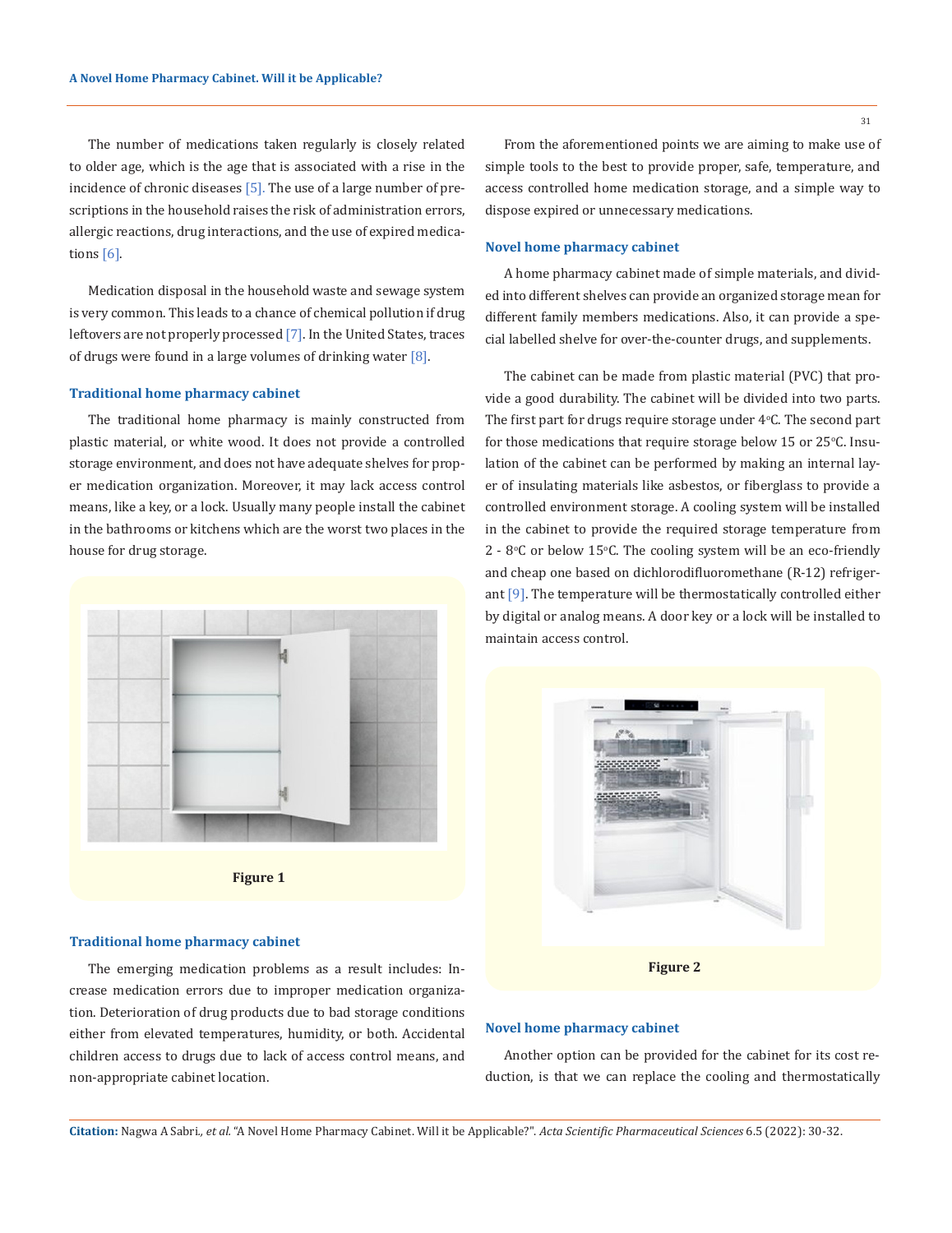The number of medications taken regularly is closely related to older age, which is the age that is associated with a rise in the incidence of chronic diseases [5]. The use of a large number of prescriptions in the household raises the risk of administration errors, allergic reactions, drug interactions, and the use of expired medications [6].

Medication disposal in the household waste and sewage system is very common. This leads to a chance of chemical pollution if drug leftovers are not properly processed [7]. In the United States, traces of drugs were found in a large volumes of drinking water [8].

### Traditional home pharmacy cabinet

The traditional home pharmacy is mainly constructed from plastic material, or white wood. It does not provide a controlled storage environment, and does not have adequate shelves for proper medication organization. Moreover, it may lack access control means, like a key, or a lock. Usually many people install the cabinet in the bathrooms or kitchens which are the worst two places in the house for drug storage.

**Figure 1**

### Traditional home pharmacy cabinet

The emerging medication problems as a result includes: Increase medication errors due to improper medication organization. Deterioration of drug products due to bad storage conditions either from elevated temperatures, humidity, or both. Accidental children access to drugs due to lack of access control means, and non-appropriate cabinet location.

From the aforementioned points we are aiming to make use of simple tools to the best to provide proper, safe, temperature, and access controlled home medication storage, and a simple way to dispose expired or unnecessary medications.

### Novel home pharmacy cabinet

A home pharmacy cabinet made of simple materials, and divided into different shelves can provide an organized storage mean for different family members medications. Also, it can provide a special labelled shelve for over-the-counter drugs, and supplements.

The cabinet can be made from plastic material (PVC) that provide a good durability. The cabinet will be divided into two parts. The first part for drugs require storage under 4°C. The second part for those medications that require storage below 15 or 25°C. Insulation of the cabinet can be performed by making an internal layer of insulating materials like asbestos, or fiberglass to provide a controlled environment storage. A cooling system will be installed in the cabinet to provide the required storage temperature from 2 - 8°C or below 15°C. The cooling system will be an eco-friendly and cheap one based on dichlorodifluoromethane (R-12) refrigerant [9]. The temperature will be thermostatically controlled either by digital or analog means. A door key or a lock will be installed to maintain access control.

**Figure 2**

### Novel home pharmacy cabinet

Another option can be provided for the cabinet for its cost reduction, is that we can replace the cooling and thermostatically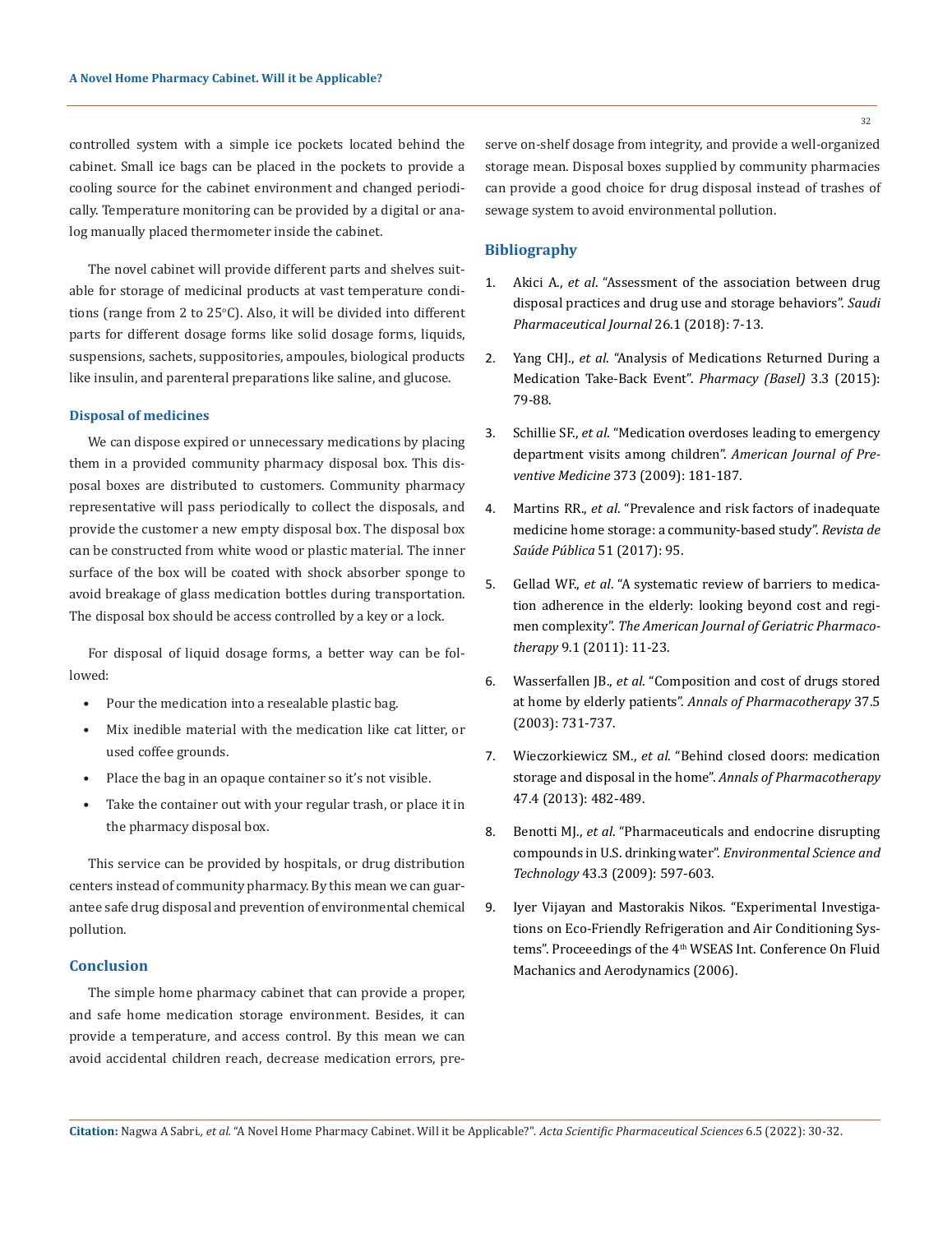controlled system with a simple ice pockets located behind the cabinet. Small ice bags can be placed in the pockets to provide a cooling source for the cabinet environment and changed periodically. Temperature monitoring can be provided by a digital or analog manually placed thermometer inside the cabinet.

The novel cabinet will provide different parts and shelves suitable for storage of medicinal products at vast temperature conditions (range from 2 to 25°C). Also, it will be divided into different parts for different dosage forms like solid dosage forms, liquids, suspensions, sachets, suppositories, ampoules, biological products like insulin, and parenteral preparations like saline, and glucose.

### Disposal of medicines

We can dispose expired or unnecessary medications by placing them in a provided community pharmacy disposal box. This disposal boxes are distributed to customers. Community pharmacy representative will pass periodically to collect the disposals, and provide the customer a new empty disposal box. The disposal box can be constructed from white wood or plastic material. The inner surface of the box will be coated with shock absorber sponge to avoid breakage of glass medication bottles during transportation. The disposal box should be access controlled by a key or a lock.

For disposal of liquid dosage forms, a better way can be followed:

- Pour the medication into a resealable plastic bag.
- Mix inedible material with the medication like cat litter, or used coffee grounds.
- Place the bag in an opaque container so it's not visible.
- Take the container out with your regular trash, or place it in the pharmacy disposal box.

This service can be provided by hospitals, or drug distribution centers instead of community pharmacy. By this mean we can guarantee safe drug disposal and prevention of environmental chemical pollution.

## Conclusion

The simple home pharmacy cabinet that can provide a proper, and safe home medication storage environment. Besides, it can provide a temperature, and access control. By this mean we can avoid accidental children reach, decrease medication errors, preserve on-shelf dosage from integrity, and provide a well-organized storage mean. Disposal boxes supplied by community pharmacies can provide a good choice for drug disposal instead of trashes of sewage system to avoid environmental pollution.

## Bibliography

1. Akici A., *et al*. "Assessment of the association between drug disposal practices and drug use and storage behaviors". *Saudi Pharmaceutical Journal* 26.1 (2018): 7-13.
2. Yang CHJ., *et al*. "Analysis of Medications Returned During a Medication Take-Back Event". *Pharmacy (Basel)* 3.3 (2015): 79-88.
3. Schillie SF., *et al*. "Medication overdoses leading to emergency department visits among children". *American Journal of Preventive Medicine* 373 (2009): 181-187.
4. Martins RR., *et al*. "Prevalence and risk factors of inadequate medicine home storage: a community-based study". *Revista de Saúde Pública* 51 (2017): 95.
5. Gellad WF., *et al*. "A systematic review of barriers to medication adherence in the elderly: looking beyond cost and regimen complexity". *The American Journal of Geriatric Pharmacotherapy* 9.1 (2011): 11-23.
6. Wasserfallen JB., *et al*. "Composition and cost of drugs stored at home by elderly patients". *Annals of Pharmacotherapy* 37.5 (2003): 731-737.
7. Wieczorkiewicz SM., *et al*. "Behind closed doors: medication storage and disposal in the home". *Annals of Pharmacotherapy* 47.4 (2013): 482-489.
8. Benotti MJ., *et al*. "Pharmaceuticals and endocrine disrupting compounds in U.S. drinking water". *Environmental Science and Technology* 43.3 (2009): 597-603.
9. Iyer Vijayan and Mastorakis Nikos. "Experimental Investigations on Eco-Friendly Refrigeration and Air Conditioning Systems". Proceeedings of the 4th WSEAS Int. Conference On Fluid Machanics and Aerodynamics (2006).